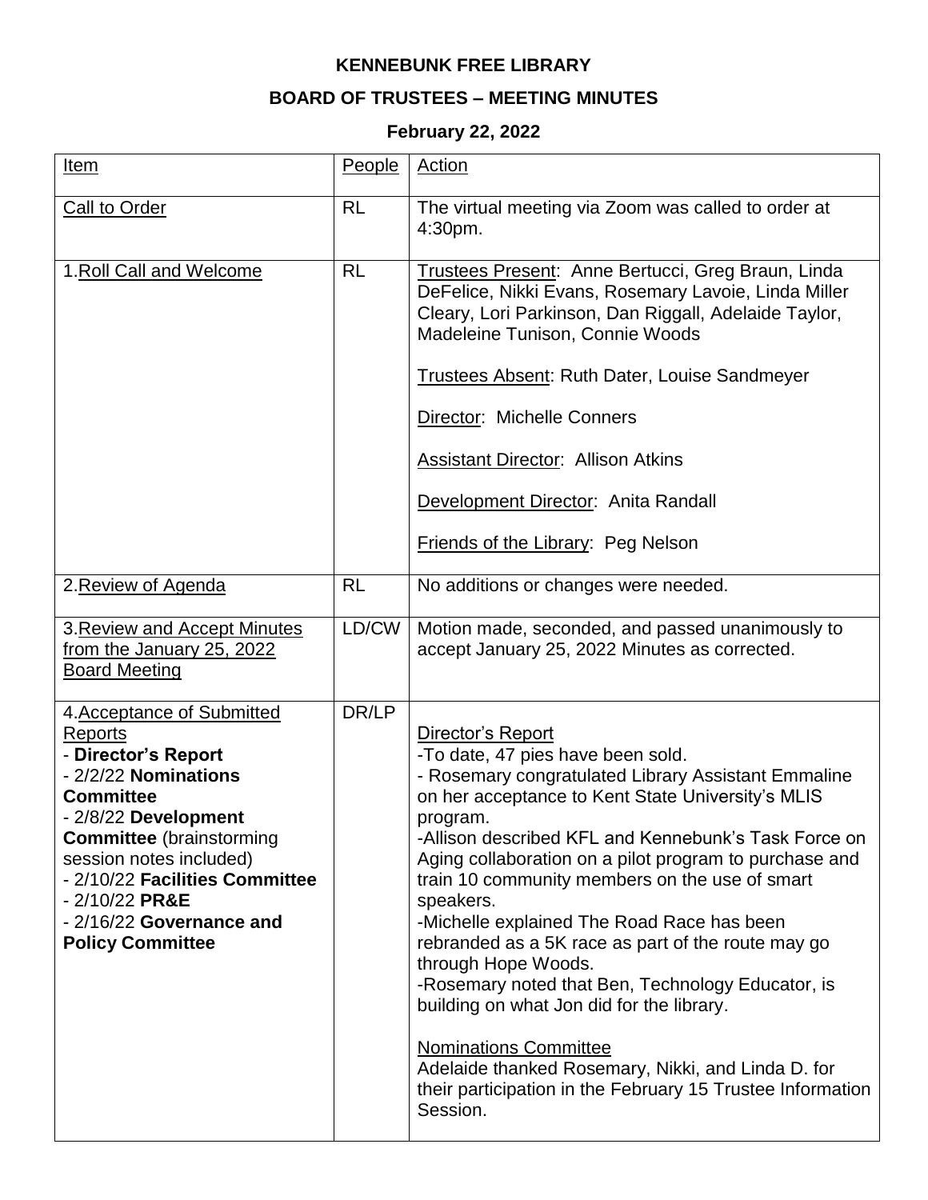**KENNEBUNK FREE LIBRARY**

**BOARD OF TRUSTEES – MEETING MINUTES**

**February 22, 2022**

| Item | People | Action |
|---|---|---|
| Call to Order | RL | The virtual meeting via Zoom was called to order at 4:30pm. |
| 1. Roll Call and Welcome | RL | Trustees Present: Anne Bertucci, Greg Braun, Linda DeFelice, Nikki Evans, Rosemary Lavoie, Linda Miller Cleary, Lori Parkinson, Dan Riggall, Adelaide Taylor, Madeleine Tunison, Connie Woods<br><br>Trustees Absent: Ruth Dater, Louise Sandmeyer<br><br>Director: Michelle Conners<br><br>Assistant Director: Allison Atkins<br><br>Development Director: Anita Randall<br><br>Friends of the Library: Peg Nelson |
| 2. Review of Agenda | RL | No additions or changes were needed. |
| 3. Review and Accept Minutes from the January 25, 2022 Board Meeting | LD/CW | Motion made, seconded, and passed unanimously to accept January 25, 2022 Minutes as corrected. |
| 4. Acceptance of Submitted Reports<br>- **Director's Report**<br>- 2/2/22 **Nominations Committee**<br>- 2/8/22 **Development Committee** (brainstorming session notes included)<br>- 2/10/22 **Facilities Committee**<br>- 2/10/22 **PR&E**<br>- 2/16/22 **Governance and Policy Committee** | DR/LP | Director's Report<br>-To date, 47 pies have been sold.<br>- Rosemary congratulated Library Assistant Emmaline on her acceptance to Kent State University's MLIS program.<br>-Allison described KFL and Kennebunk's Task Force on Aging collaboration on a pilot program to purchase and train 10 community members on the use of smart speakers.<br>-Michelle explained The Road Race has been rebranded as a 5K race as part of the route may go through Hope Woods.<br>-Rosemary noted that Ben, Technology Educator, is building on what Jon did for the library.<br><br>Nominations Committee<br>Adelaide thanked Rosemary, Nikki, and Linda D. for their participation in the February 15 Trustee Information Session. |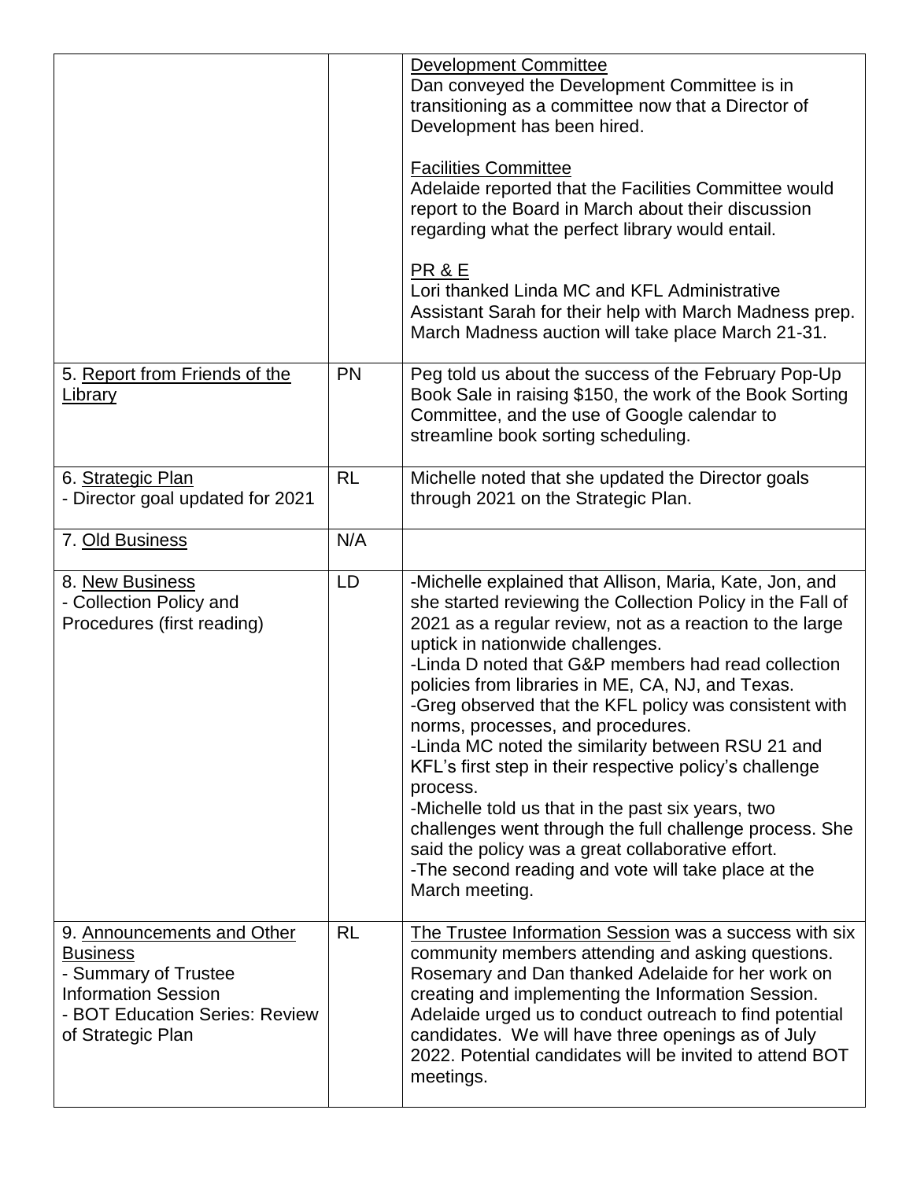| | | |
|---|---|---|
| | | <u>Development Committee</u><br>Dan conveyed the Development Committee is in transitioning as a committee now that a Director of Development has been hired.<br><br><u>Facilities Committee</u><br>Adelaide reported that the Facilities Committee would report to the Board in March about their discussion regarding what the perfect library would entail.<br><br><u>PR & E</u><br>Lori thanked Linda MC and KFL Administrative Assistant Sarah for their help with March Madness prep. March Madness auction will take place March 21-31. |
| 5. <u>Report from Friends of the Library</u> | PN | Peg told us about the success of the February Pop-Up Book Sale in raising $150, the work of the Book Sorting Committee, and the use of Google calendar to streamline book sorting scheduling. |
| 6. <u>Strategic Plan</u><br>- Director goal updated for 2021 | RL | Michelle noted that she updated the Director goals through 2021 on the Strategic Plan. |
| 7. <u>Old Business</u> | N/A | |
| 8. <u>New Business</u><br>- Collection Policy and Procedures (first reading) | LD | -Michelle explained that Allison, Maria, Kate, Jon, and she started reviewing the Collection Policy in the Fall of 2021 as a regular review, not as a reaction to the large uptick in nationwide challenges.<br>-Linda D noted that G&P members had read collection policies from libraries in ME, CA, NJ, and Texas.<br>-Greg observed that the KFL policy was consistent with norms, processes, and procedures.<br>-Linda MC noted the similarity between RSU 21 and KFL's first step in their respective policy's challenge process.<br>-Michelle told us that in the past six years, two challenges went through the full challenge process. She said the policy was a great collaborative effort.<br>-The second reading and vote will take place at the March meeting. |
| 9. <u>Announcements and Other Business</u><br>- Summary of Trustee Information Session<br>- BOT Education Series: Review of Strategic Plan | RL | <u>The Trustee Information Session</u> was a success with six community members attending and asking questions. Rosemary and Dan thanked Adelaide for her work on creating and implementing the Information Session. Adelaide urged us to conduct outreach to find potential candidates. We will have three openings as of July 2022. Potential candidates will be invited to attend BOT meetings. |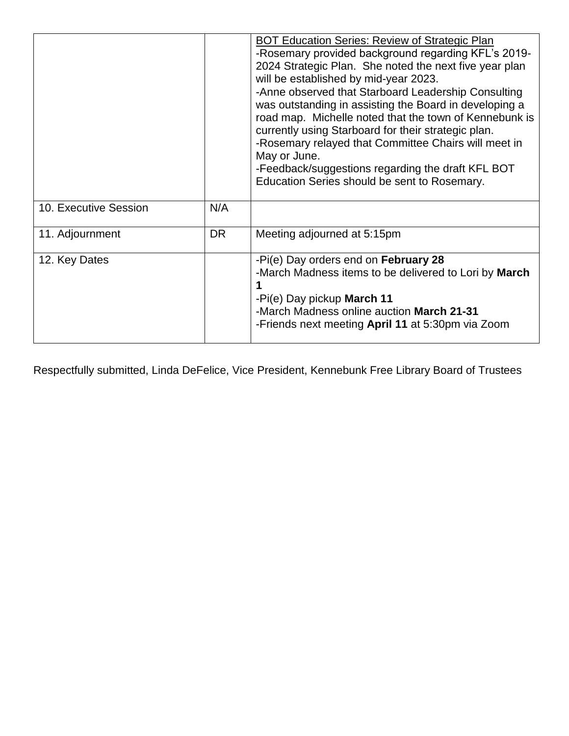| | | |
|---|---|---|
| | | <u>BOT Education Series: Review of Strategic Plan</u><br>-Rosemary provided background regarding KFL's 2019-2024 Strategic Plan. She noted the next five year plan will be established by mid-year 2023.<br>-Anne observed that Starboard Leadership Consulting was outstanding in assisting the Board in developing a road map. Michelle noted that the town of Kennebunk is currently using Starboard for their strategic plan.<br>-Rosemary relayed that Committee Chairs will meet in May or June.<br>-Feedback/suggestions regarding the draft KFL BOT Education Series should be sent to Rosemary. |
| 10. Executive Session | N/A | |
| 11. Adjournment | DR | Meeting adjourned at 5:15pm |
| 12. Key Dates | | -Pi(e) Day orders end on **February 28**<br>-March Madness items to be delivered to Lori by **March 1**<br>-Pi(e) Day pickup **March 11**<br>-March Madness online auction **March 21-31**<br>-Friends next meeting **April 11** at 5:30pm via Zoom |

Respectfully submitted, Linda DeFelice, Vice President, Kennebunk Free Library Board of Trustees